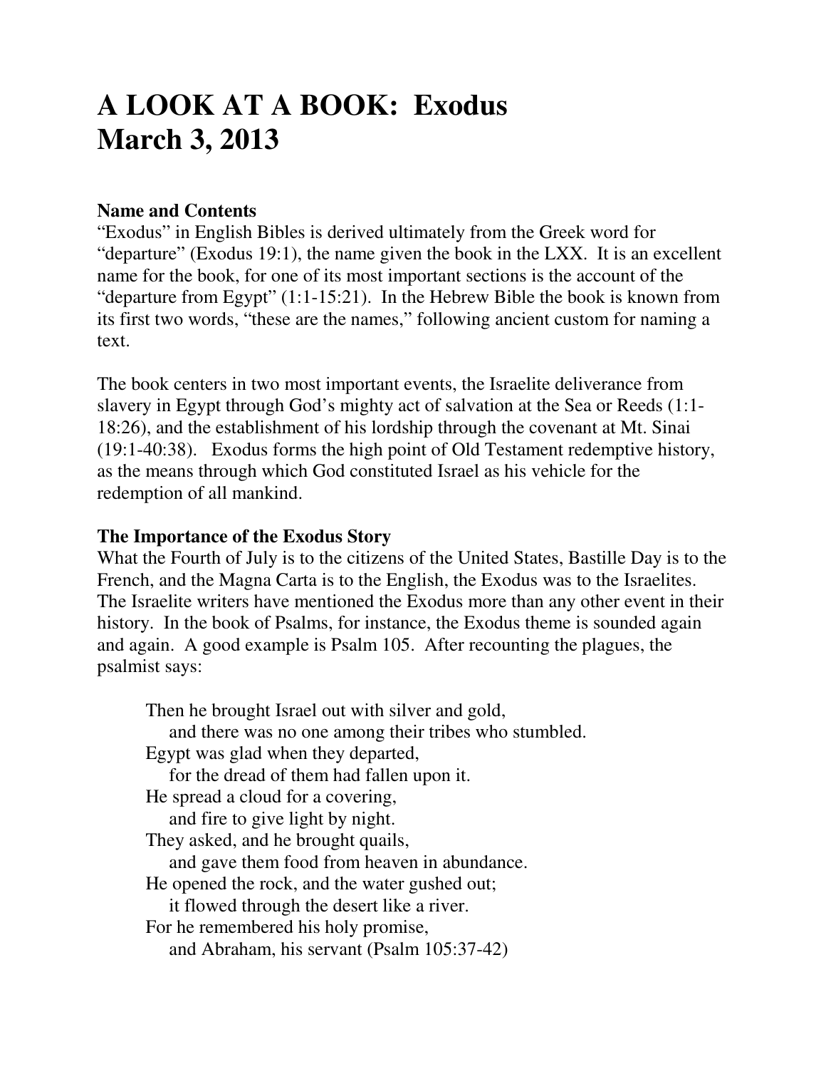# A LOOK AT A BOOK: Exodus
# March 3, 2013

**Name and Contents**
"Exodus" in English Bibles is derived ultimately from the Greek word for "departure" (Exodus 19:1), the name given the book in the LXX. It is an excellent name for the book, for one of its most important sections is the account of the "departure from Egypt" (1:1-15:21). In the Hebrew Bible the book is known from its first two words, "these are the names," following ancient custom for naming a text.

The book centers in two most important events, the Israelite deliverance from slavery in Egypt through God's mighty act of salvation at the Sea or Reeds (1:1-18:26), and the establishment of his lordship through the covenant at Mt. Sinai (19:1-40:38). Exodus forms the high point of Old Testament redemptive history, as the means through which God constituted Israel as his vehicle for the redemption of all mankind.

**The Importance of the Exodus Story**
What the Fourth of July is to the citizens of the United States, Bastille Day is to the French, and the Magna Carta is to the English, the Exodus was to the Israelites. The Israelite writers have mentioned the Exodus more than any other event in their history. In the book of Psalms, for instance, the Exodus theme is sounded again and again. A good example is Psalm 105. After recounting the plagues, the psalmist says:

> Then he brought Israel out with silver and gold,
> and there was no one among their tribes who stumbled.
> Egypt was glad when they departed,
> for the dread of them had fallen upon it.
> He spread a cloud for a covering,
> and fire to give light by night.
> They asked, and he brought quails,
> and gave them food from heaven in abundance.
> He opened the rock, and the water gushed out;
> it flowed through the desert like a river.
> For he remembered his holy promise,
> and Abraham, his servant (Psalm 105:37-42)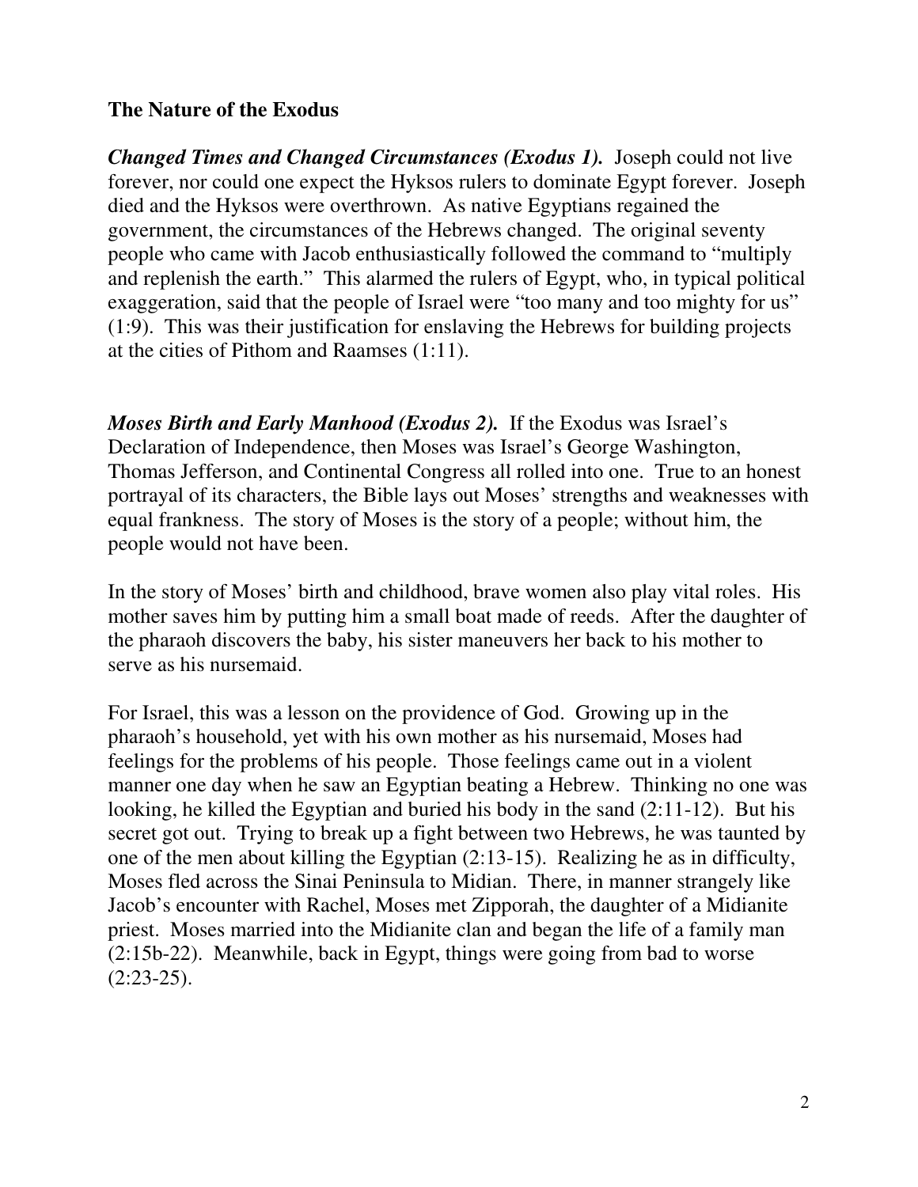**The Nature of the Exodus**

***Changed Times and Changed Circumstances (Exodus 1).*** Joseph could not live forever, nor could one expect the Hyksos rulers to dominate Egypt forever. Joseph died and the Hyksos were overthrown. As native Egyptians regained the government, the circumstances of the Hebrews changed. The original seventy people who came with Jacob enthusiastically followed the command to "multiply and replenish the earth." This alarmed the rulers of Egypt, who, in typical political exaggeration, said that the people of Israel were "too many and too mighty for us" (1:9). This was their justification for enslaving the Hebrews for building projects at the cities of Pithom and Raamses (1:11).

***Moses Birth and Early Manhood (Exodus 2).*** If the Exodus was Israel's Declaration of Independence, then Moses was Israel's George Washington, Thomas Jefferson, and Continental Congress all rolled into one. True to an honest portrayal of its characters, the Bible lays out Moses' strengths and weaknesses with equal frankness. The story of Moses is the story of a people; without him, the people would not have been.

In the story of Moses' birth and childhood, brave women also play vital roles. His mother saves him by putting him a small boat made of reeds. After the daughter of the pharaoh discovers the baby, his sister maneuvers her back to his mother to serve as his nursemaid.

For Israel, this was a lesson on the providence of God. Growing up in the pharaoh's household, yet with his own mother as his nursemaid, Moses had feelings for the problems of his people. Those feelings came out in a violent manner one day when he saw an Egyptian beating a Hebrew. Thinking no one was looking, he killed the Egyptian and buried his body in the sand (2:11-12). But his secret got out. Trying to break up a fight between two Hebrews, he was taunted by one of the men about killing the Egyptian (2:13-15). Realizing he as in difficulty, Moses fled across the Sinai Peninsula to Midian. There, in manner strangely like Jacob's encounter with Rachel, Moses met Zipporah, the daughter of a Midianite priest. Moses married into the Midianite clan and began the life of a family man (2:15b-22). Meanwhile, back in Egypt, things were going from bad to worse (2:23-25).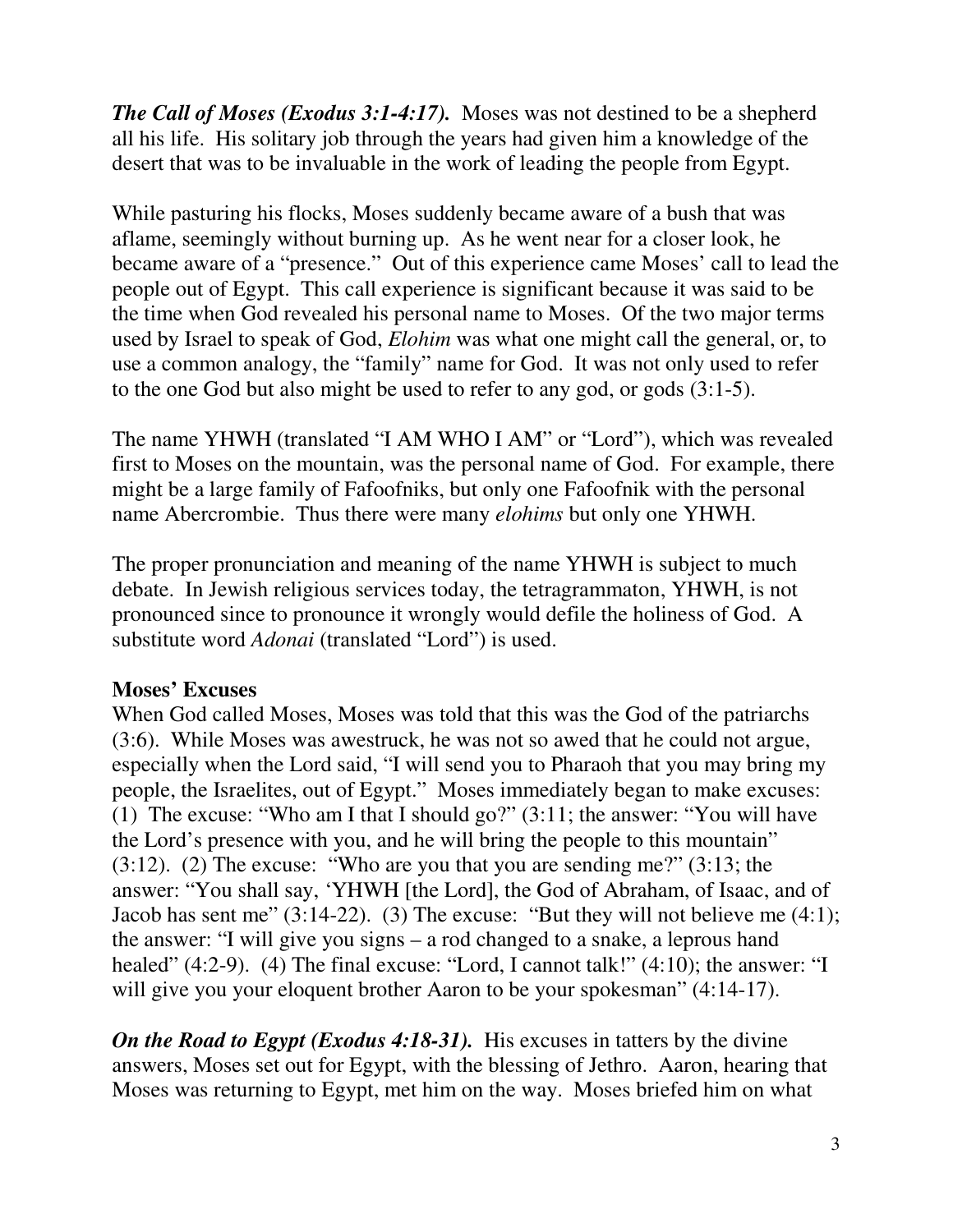***The Call of Moses (Exodus 3:1-4:17).*** Moses was not destined to be a shepherd all his life. His solitary job through the years had given him a knowledge of the desert that was to be invaluable in the work of leading the people from Egypt.

While pasturing his flocks, Moses suddenly became aware of a bush that was aflame, seemingly without burning up. As he went near for a closer look, he became aware of a "presence." Out of this experience came Moses' call to lead the people out of Egypt. This call experience is significant because it was said to be the time when God revealed his personal name to Moses. Of the two major terms used by Israel to speak of God, *Elohim* was what one might call the general, or, to use a common analogy, the "family" name for God. It was not only used to refer to the one God but also might be used to refer to any god, or gods (3:1-5).

The name YHWH (translated "I AM WHO I AM" or "Lord"), which was revealed first to Moses on the mountain, was the personal name of God. For example, there might be a large family of Fafoofniks, but only one Fafoofnik with the personal name Abercrombie. Thus there were many *elohims* but only one YHWH.

The proper pronunciation and meaning of the name YHWH is subject to much debate. In Jewish religious services today, the tetragrammaton, YHWH, is not pronounced since to pronounce it wrongly would defile the holiness of God. A substitute word *Adonai* (translated "Lord") is used.

**Moses' Excuses**

When God called Moses, Moses was told that this was the God of the patriarchs (3:6). While Moses was awestruck, he was not so awed that he could not argue, especially when the Lord said, "I will send you to Pharaoh that you may bring my people, the Israelites, out of Egypt." Moses immediately began to make excuses: (1) The excuse: "Who am I that I should go?" (3:11; the answer: "You will have the Lord's presence with you, and he will bring the people to this mountain" (3:12). (2) The excuse: "Who are you that you are sending me?" (3:13; the answer: "You shall say, 'YHWH [the Lord], the God of Abraham, of Isaac, and of Jacob has sent me" (3:14-22). (3) The excuse: "But they will not believe me (4:1); the answer: "I will give you signs – a rod changed to a snake, a leprous hand healed" (4:2-9). (4) The final excuse: "Lord, I cannot talk!" (4:10); the answer: "I will give you your eloquent brother Aaron to be your spokesman" (4:14-17).

***On the Road to Egypt (Exodus 4:18-31).*** His excuses in tatters by the divine answers, Moses set out for Egypt, with the blessing of Jethro. Aaron, hearing that Moses was returning to Egypt, met him on the way. Moses briefed him on what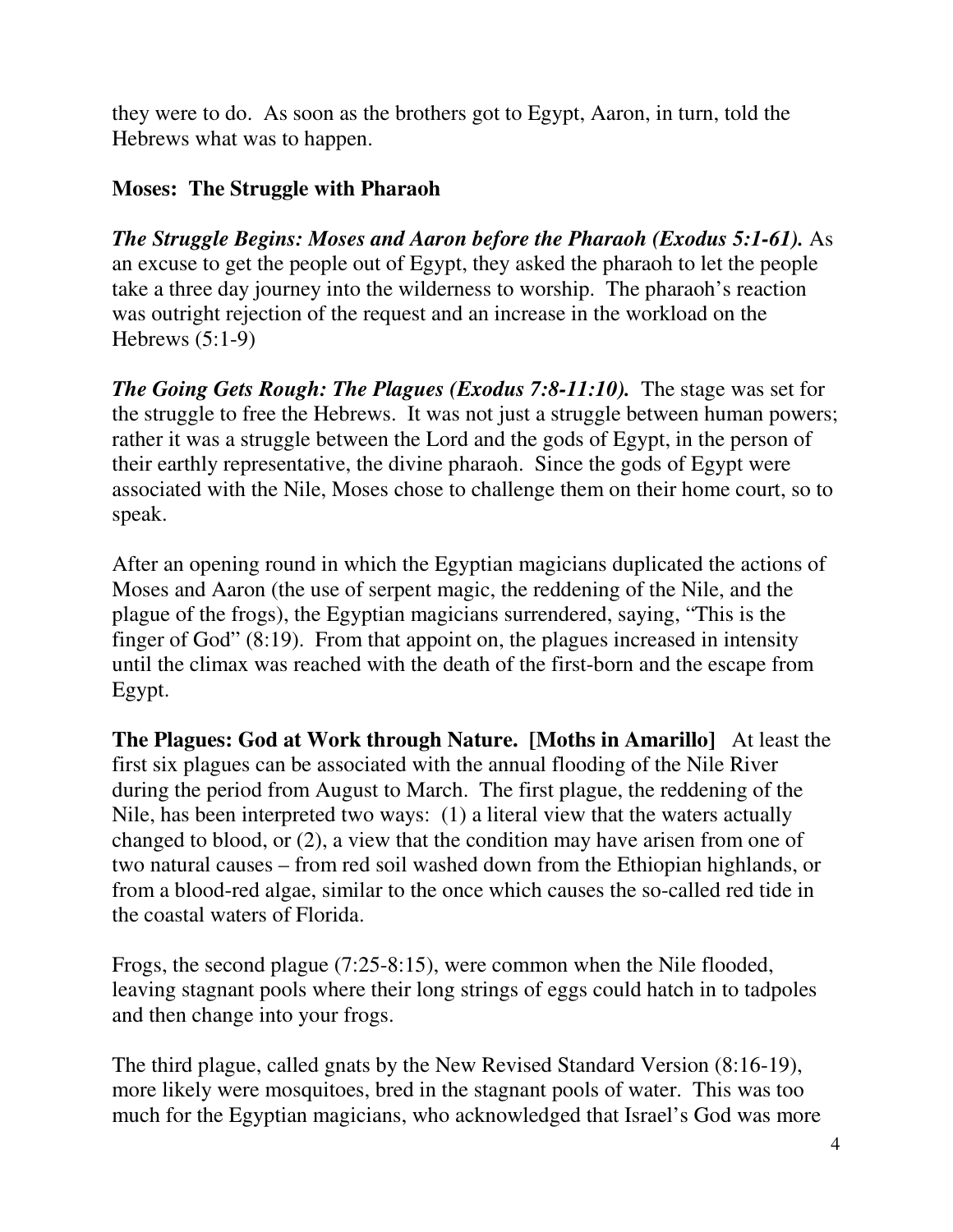they were to do. As soon as the brothers got to Egypt, Aaron, in turn, told the Hebrews what was to happen.

**Moses: The Struggle with Pharaoh**

***The Struggle Begins: Moses and Aaron before the Pharaoh (Exodus 5:1-61).*** As an excuse to get the people out of Egypt, they asked the pharaoh to let the people take a three day journey into the wilderness to worship. The pharaoh's reaction was outright rejection of the request and an increase in the workload on the Hebrews (5:1-9)

***The Going Gets Rough: The Plagues (Exodus 7:8-11:10).*** The stage was set for the struggle to free the Hebrews. It was not just a struggle between human powers; rather it was a struggle between the Lord and the gods of Egypt, in the person of their earthly representative, the divine pharaoh. Since the gods of Egypt were associated with the Nile, Moses chose to challenge them on their home court, so to speak.

After an opening round in which the Egyptian magicians duplicated the actions of Moses and Aaron (the use of serpent magic, the reddening of the Nile, and the plague of the frogs), the Egyptian magicians surrendered, saying, "This is the finger of God" (8:19). From that appoint on, the plagues increased in intensity until the climax was reached with the death of the first-born and the escape from Egypt.

**The Plagues: God at Work through Nature. [Moths in Amarillo]** At least the first six plagues can be associated with the annual flooding of the Nile River during the period from August to March. The first plague, the reddening of the Nile, has been interpreted two ways: (1) a literal view that the waters actually changed to blood, or (2), a view that the condition may have arisen from one of two natural causes – from red soil washed down from the Ethiopian highlands, or from a blood-red algae, similar to the once which causes the so-called red tide in the coastal waters of Florida.

Frogs, the second plague (7:25-8:15), were common when the Nile flooded, leaving stagnant pools where their long strings of eggs could hatch in to tadpoles and then change into your frogs.

The third plague, called gnats by the New Revised Standard Version (8:16-19), more likely were mosquitoes, bred in the stagnant pools of water. This was too much for the Egyptian magicians, who acknowledged that Israel's God was more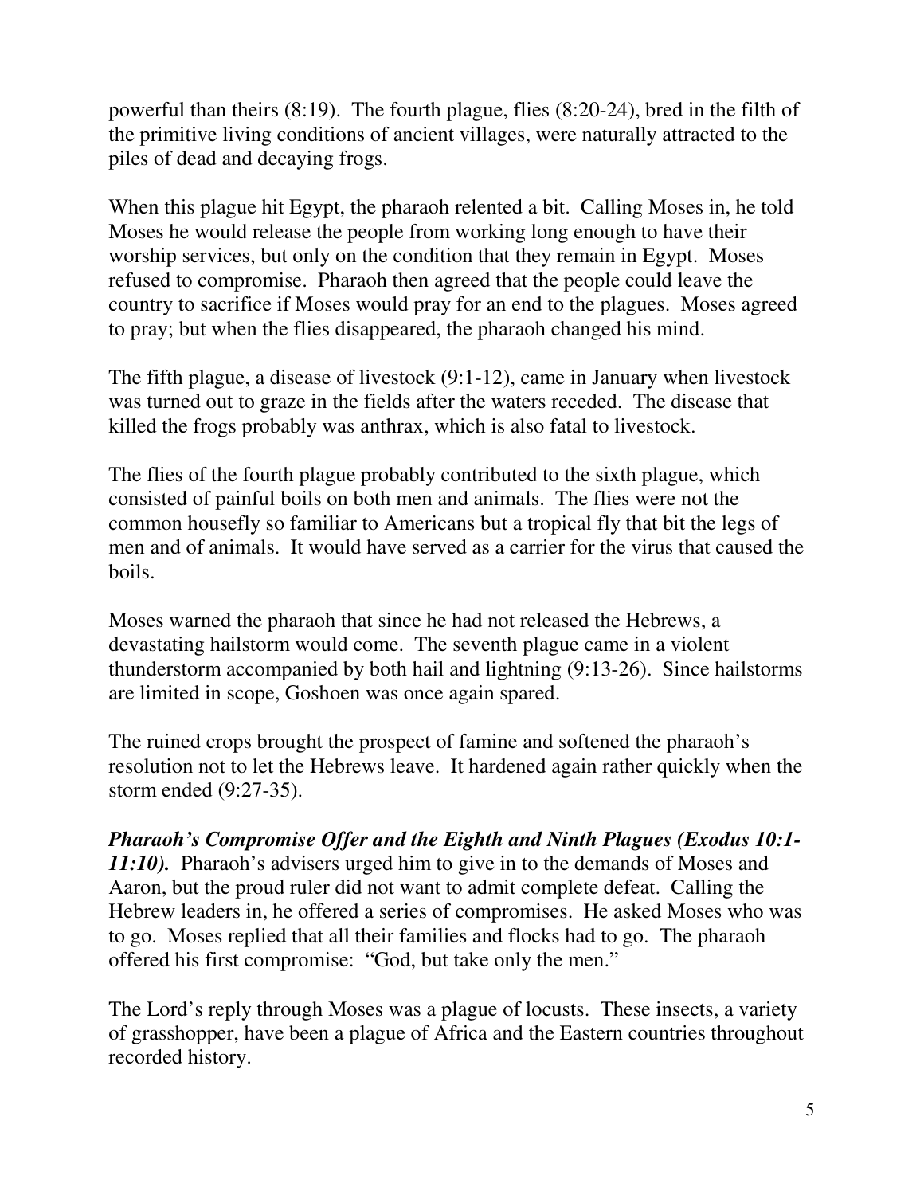powerful than theirs (8:19). The fourth plague, flies (8:20-24), bred in the filth of the primitive living conditions of ancient villages, were naturally attracted to the piles of dead and decaying frogs.

When this plague hit Egypt, the pharaoh relented a bit. Calling Moses in, he told Moses he would release the people from working long enough to have their worship services, but only on the condition that they remain in Egypt. Moses refused to compromise. Pharaoh then agreed that the people could leave the country to sacrifice if Moses would pray for an end to the plagues. Moses agreed to pray; but when the flies disappeared, the pharaoh changed his mind.

The fifth plague, a disease of livestock (9:1-12), came in January when livestock was turned out to graze in the fields after the waters receded. The disease that killed the frogs probably was anthrax, which is also fatal to livestock.

The flies of the fourth plague probably contributed to the sixth plague, which consisted of painful boils on both men and animals. The flies were not the common housefly so familiar to Americans but a tropical fly that bit the legs of men and of animals. It would have served as a carrier for the virus that caused the boils.

Moses warned the pharaoh that since he had not released the Hebrews, a devastating hailstorm would come. The seventh plague came in a violent thunderstorm accompanied by both hail and lightning (9:13-26). Since hailstorms are limited in scope, Goshoen was once again spared.

The ruined crops brought the prospect of famine and softened the pharaoh's resolution not to let the Hebrews leave. It hardened again rather quickly when the storm ended (9:27-35).

***Pharaoh's Compromise Offer and the Eighth and Ninth Plagues (Exodus 10:1-11:10).*** Pharaoh's advisers urged him to give in to the demands of Moses and Aaron, but the proud ruler did not want to admit complete defeat. Calling the Hebrew leaders in, he offered a series of compromises. He asked Moses who was to go. Moses replied that all their families and flocks had to go. The pharaoh offered his first compromise: "God, but take only the men."

The Lord's reply through Moses was a plague of locusts. These insects, a variety of grasshopper, have been a plague of Africa and the Eastern countries throughout recorded history.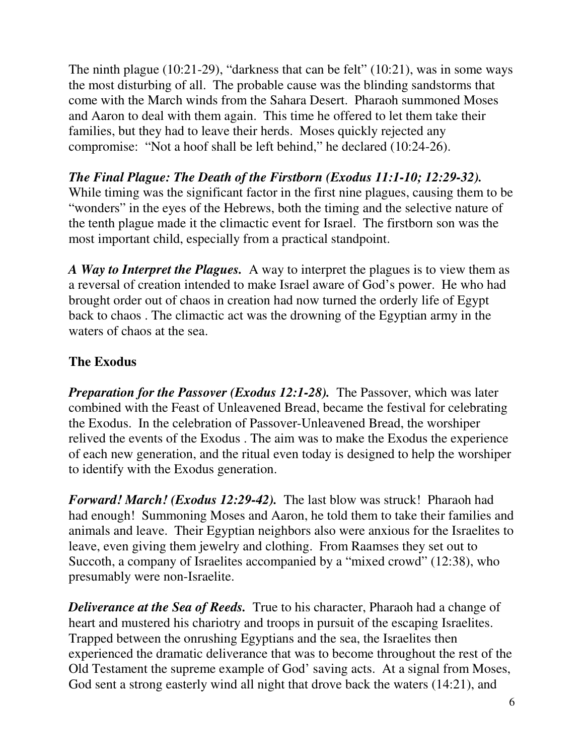The ninth plague (10:21-29), "darkness that can be felt" (10:21), was in some ways the most disturbing of all. The probable cause was the blinding sandstorms that come with the March winds from the Sahara Desert. Pharaoh summoned Moses and Aaron to deal with them again. This time he offered to let them take their families, but they had to leave their herds. Moses quickly rejected any compromise: "Not a hoof shall be left behind," he declared (10:24-26).

***The Final Plague: The Death of the Firstborn (Exodus 11:1-10; 12:29-32).*** While timing was the significant factor in the first nine plagues, causing them to be "wonders" in the eyes of the Hebrews, both the timing and the selective nature of the tenth plague made it the climactic event for Israel. The firstborn son was the most important child, especially from a practical standpoint.

***A Way to Interpret the Plagues.*** A way to interpret the plagues is to view them as a reversal of creation intended to make Israel aware of God's power. He who had brought order out of chaos in creation had now turned the orderly life of Egypt back to chaos . The climactic act was the drowning of the Egyptian army in the waters of chaos at the sea.

**The Exodus**

***Preparation for the Passover (Exodus 12:1-28).*** The Passover, which was later combined with the Feast of Unleavened Bread, became the festival for celebrating the Exodus. In the celebration of Passover-Unleavened Bread, the worshiper relived the events of the Exodus . The aim was to make the Exodus the experience of each new generation, and the ritual even today is designed to help the worshiper to identify with the Exodus generation.

***Forward! March! (Exodus 12:29-42).*** The last blow was struck! Pharaoh had had enough! Summoning Moses and Aaron, he told them to take their families and animals and leave. Their Egyptian neighbors also were anxious for the Israelites to leave, even giving them jewelry and clothing. From Raamses they set out to Succoth, a company of Israelites accompanied by a "mixed crowd" (12:38), who presumably were non-Israelite.

***Deliverance at the Sea of Reeds.*** True to his character, Pharaoh had a change of heart and mustered his chariotry and troops in pursuit of the escaping Israelites. Trapped between the onrushing Egyptians and the sea, the Israelites then experienced the dramatic deliverance that was to become throughout the rest of the Old Testament the supreme example of God' saving acts. At a signal from Moses, God sent a strong easterly wind all night that drove back the waters (14:21), and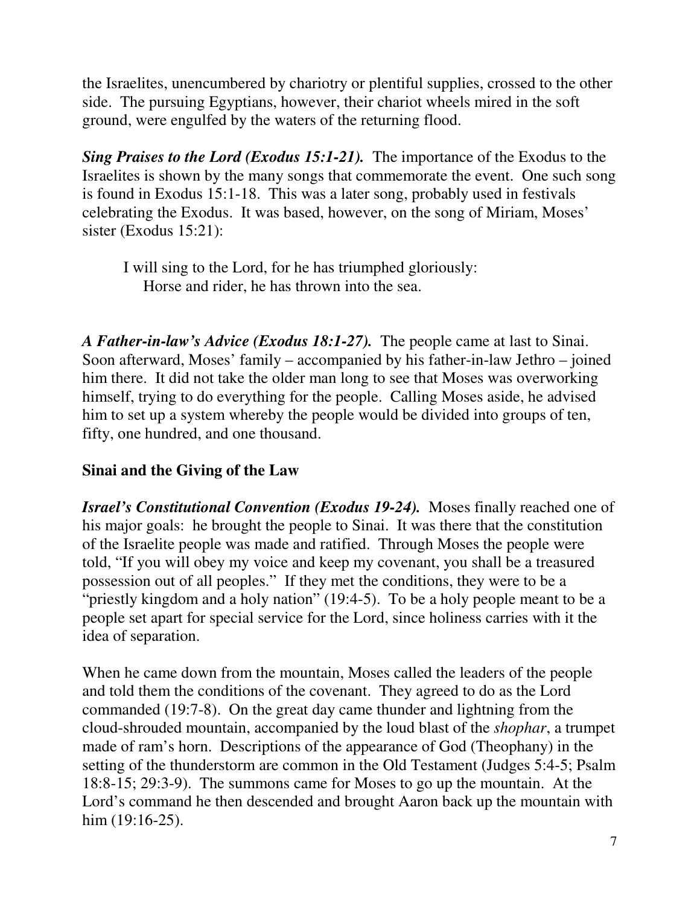the Israelites, unencumbered by chariotry or plentiful supplies, crossed to the other side. The pursuing Egyptians, however, their chariot wheels mired in the soft ground, were engulfed by the waters of the returning flood.

***Sing Praises to the Lord (Exodus 15:1-21).*** The importance of the Exodus to the Israelites is shown by the many songs that commemorate the event. One such song is found in Exodus 15:1-18. This was a later song, probably used in festivals celebrating the Exodus. It was based, however, on the song of Miriam, Moses' sister (Exodus 15:21):

> I will sing to the Lord, for he has triumphed gloriously:
> Horse and rider, he has thrown into the sea.

***A Father-in-law's Advice (Exodus 18:1-27).*** The people came at last to Sinai. Soon afterward, Moses' family – accompanied by his father-in-law Jethro – joined him there. It did not take the older man long to see that Moses was overworking himself, trying to do everything for the people. Calling Moses aside, he advised him to set up a system whereby the people would be divided into groups of ten, fifty, one hundred, and one thousand.

**Sinai and the Giving of the Law**

***Israel's Constitutional Convention (Exodus 19-24).*** Moses finally reached one of his major goals: he brought the people to Sinai. It was there that the constitution of the Israelite people was made and ratified. Through Moses the people were told, "If you will obey my voice and keep my covenant, you shall be a treasured possession out of all peoples." If they met the conditions, they were to be a "priestly kingdom and a holy nation" (19:4-5). To be a holy people meant to be a people set apart for special service for the Lord, since holiness carries with it the idea of separation.

When he came down from the mountain, Moses called the leaders of the people and told them the conditions of the covenant. They agreed to do as the Lord commanded (19:7-8). On the great day came thunder and lightning from the cloud-shrouded mountain, accompanied by the loud blast of the *shophar*, a trumpet made of ram's horn. Descriptions of the appearance of God (Theophany) in the setting of the thunderstorm are common in the Old Testament (Judges 5:4-5; Psalm 18:8-15; 29:3-9). The summons came for Moses to go up the mountain. At the Lord's command he then descended and brought Aaron back up the mountain with him (19:16-25).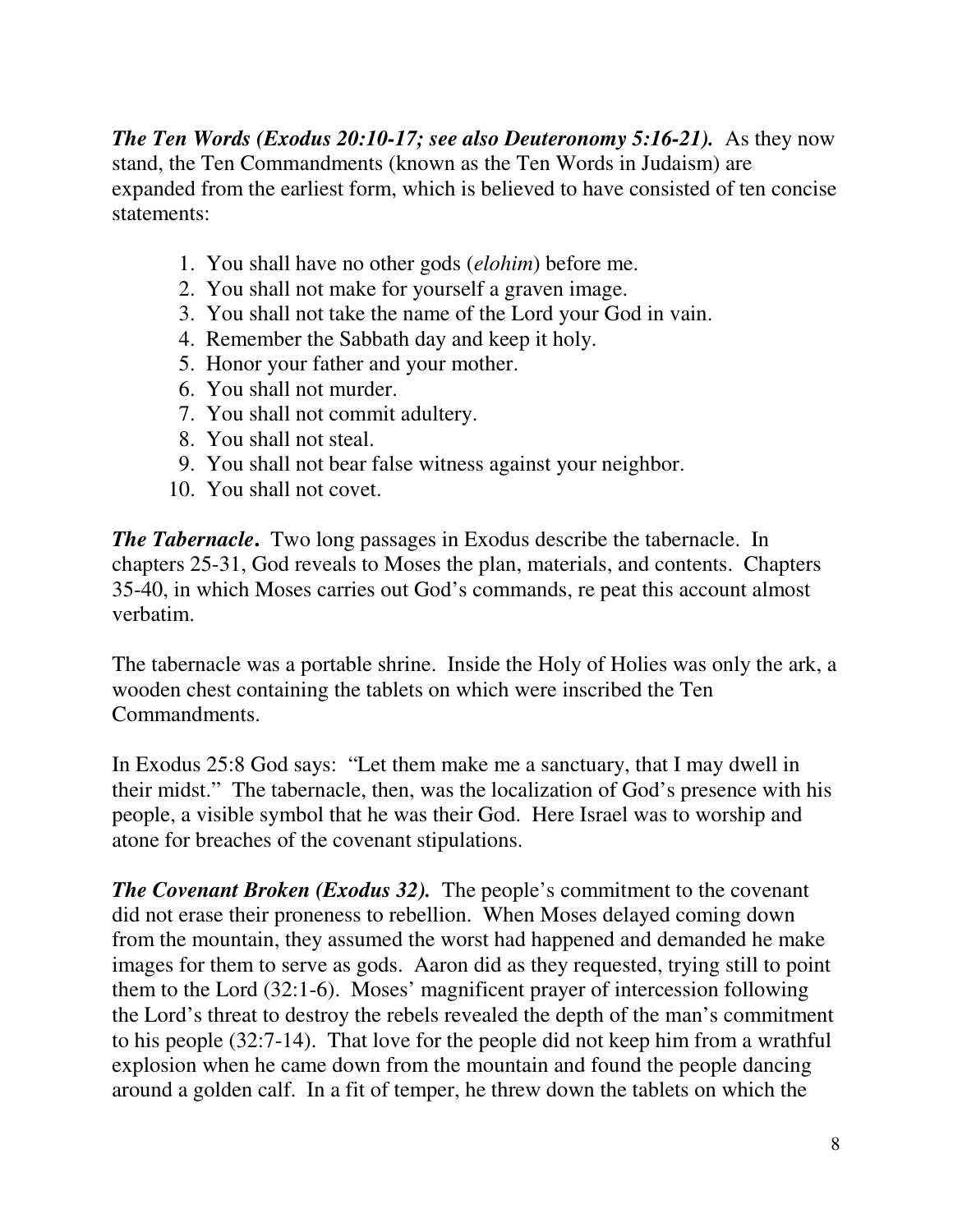***The Ten Words (Exodus 20:10-17; see also Deuteronomy 5:16-21).*** As they now stand, the Ten Commandments (known as the Ten Words in Judaism) are expanded from the earliest form, which is believed to have consisted of ten concise statements:

1. You shall have no other gods (*elohim*) before me.
2. You shall not make for yourself a graven image.
3. You shall not take the name of the Lord your God in vain.
4. Remember the Sabbath day and keep it holy.
5. Honor your father and your mother.
6. You shall not murder.
7. You shall not commit adultery.
8. You shall not steal.
9. You shall not bear false witness against your neighbor.
10. You shall not covet.

***The Tabernacle*.** Two long passages in Exodus describe the tabernacle. In chapters 25-31, God reveals to Moses the plan, materials, and contents. Chapters 35-40, in which Moses carries out God's commands, re peat this account almost verbatim.

The tabernacle was a portable shrine. Inside the Holy of Holies was only the ark, a wooden chest containing the tablets on which were inscribed the Ten Commandments.

In Exodus 25:8 God says: "Let them make me a sanctuary, that I may dwell in their midst." The tabernacle, then, was the localization of God's presence with his people, a visible symbol that he was their God. Here Israel was to worship and atone for breaches of the covenant stipulations.

***The Covenant Broken (Exodus 32).*** The people's commitment to the covenant did not erase their proneness to rebellion. When Moses delayed coming down from the mountain, they assumed the worst had happened and demanded he make images for them to serve as gods. Aaron did as they requested, trying still to point them to the Lord (32:1-6). Moses' magnificent prayer of intercession following the Lord's threat to destroy the rebels revealed the depth of the man's commitment to his people (32:7-14). That love for the people did not keep him from a wrathful explosion when he came down from the mountain and found the people dancing around a golden calf. In a fit of temper, he threw down the tablets on which the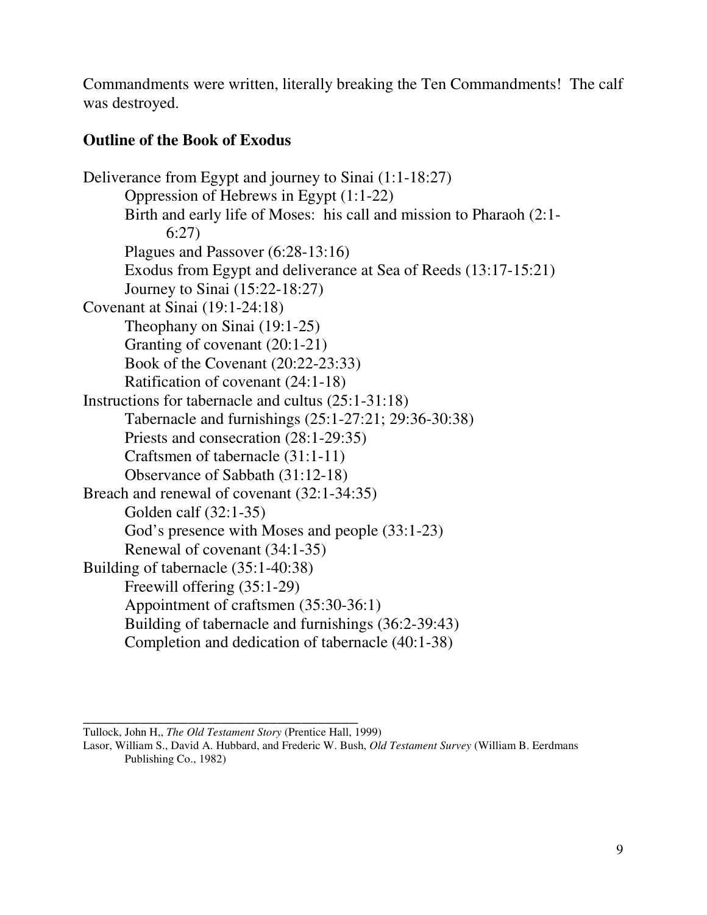Commandments were written, literally breaking the Ten Commandments! The calf was destroyed.

**Outline of the Book of Exodus**

- Deliverance from Egypt and journey to Sinai (1:1-18:27)
  - Oppression of Hebrews in Egypt (1:1-22)
  - Birth and early life of Moses: his call and mission to Pharaoh (2:1-6:27)
  - Plagues and Passover (6:28-13:16)
  - Exodus from Egypt and deliverance at Sea of Reeds (13:17-15:21)
  - Journey to Sinai (15:22-18:27)
- Covenant at Sinai (19:1-24:18)
  - Theophany on Sinai (19:1-25)
  - Granting of covenant (20:1-21)
  - Book of the Covenant (20:22-23:33)
  - Ratification of covenant (24:1-18)
- Instructions for tabernacle and cultus (25:1-31:18)
  - Tabernacle and furnishings (25:1-27:21; 29:36-30:38)
  - Priests and consecration (28:1-29:35)
  - Craftsmen of tabernacle (31:1-11)
  - Observance of Sabbath (31:12-18)
- Breach and renewal of covenant (32:1-34:35)
  - Golden calf (32:1-35)
  - God's presence with Moses and people (33:1-23)
  - Renewal of covenant (34:1-35)
- Building of tabernacle (35:1-40:38)
  - Freewill offering (35:1-29)
  - Appointment of craftsmen (35:30-36:1)
  - Building of tabernacle and furnishings (36:2-39:43)
  - Completion and dedication of tabernacle (40:1-38)

---

Tullock, John H,, *The Old Testament Story* (Prentice Hall, 1999)

Lasor, William S., David A. Hubbard, and Frederic W. Bush, *Old Testament Survey* (William B. Eerdmans Publishing Co., 1982)